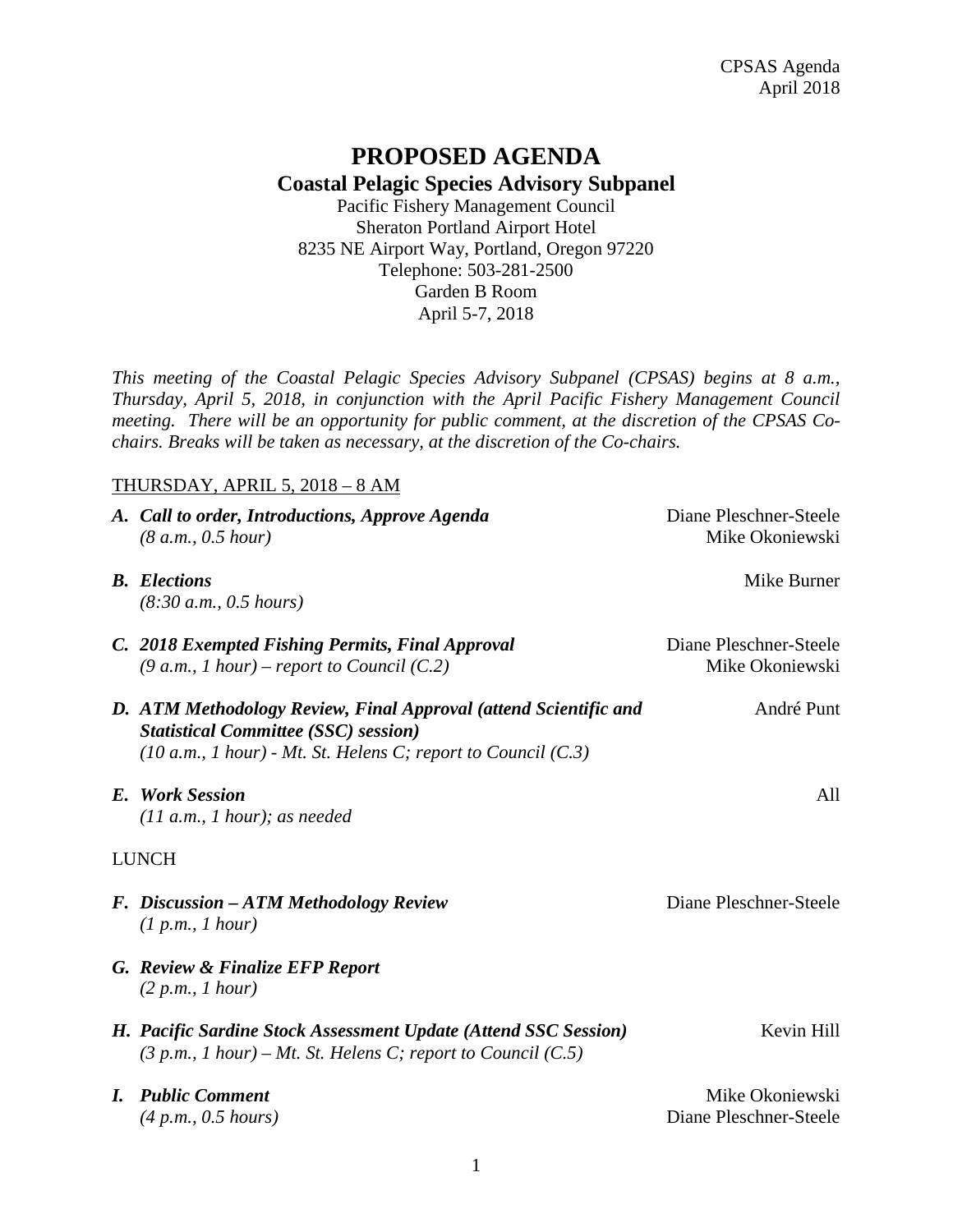# PROPOSED AGENDA

## Coastal Pelagic Species Advisory Subpanel

Pacific Fishery Management Council
Sheraton Portland Airport Hotel
8235 NE Airport Way, Portland, Oregon 97220
Telephone: 503-281-2500
Garden B Room
April 5-7, 2018

*This meeting of the Coastal Pelagic Species Advisory Subpanel (CPSAS) begins at 8 a.m., Thursday, April 5, 2018, in conjunction with the April Pacific Fishery Management Council meeting. There will be an opportunity for public comment, at the discretion of the CPSAS Co-chairs. Breaks will be taken as necessary, at the discretion of the Co-chairs.*

THURSDAY, APRIL 5, 2018 – 8 AM

***A. Call to order, Introductions, Approve Agenda*** — Diane Pleschner-Steele, Mike Okoniewski
*(8 a.m., 0.5 hour)*

***B. Elections*** — Mike Burner
*(8:30 a.m., 0.5 hours)*

***C. 2018 Exempted Fishing Permits, Final Approval*** — Diane Pleschner-Steele, Mike Okoniewski
*(9 a.m., 1 hour) – report to Council (C.2)*

***D. ATM Methodology Review, Final Approval (attend Scientific and Statistical Committee (SSC) session)*** — André Punt
*(10 a.m., 1 hour) - Mt. St. Helens C; report to Council (C.3)*

***E. Work Session*** — All
*(11 a.m., 1 hour); as needed*

LUNCH

***F. Discussion – ATM Methodology Review*** — Diane Pleschner-Steele
*(1 p.m., 1 hour)*

***G. Review & Finalize EFP Report***
*(2 p.m., 1 hour)*

***H. Pacific Sardine Stock Assessment Update (Attend SSC Session)*** — Kevin Hill
*(3 p.m., 1 hour) – Mt. St. Helens C; report to Council (C.5)*

***I. Public Comment*** — Mike Okoniewski, Diane Pleschner-Steele
*(4 p.m., 0.5 hours)*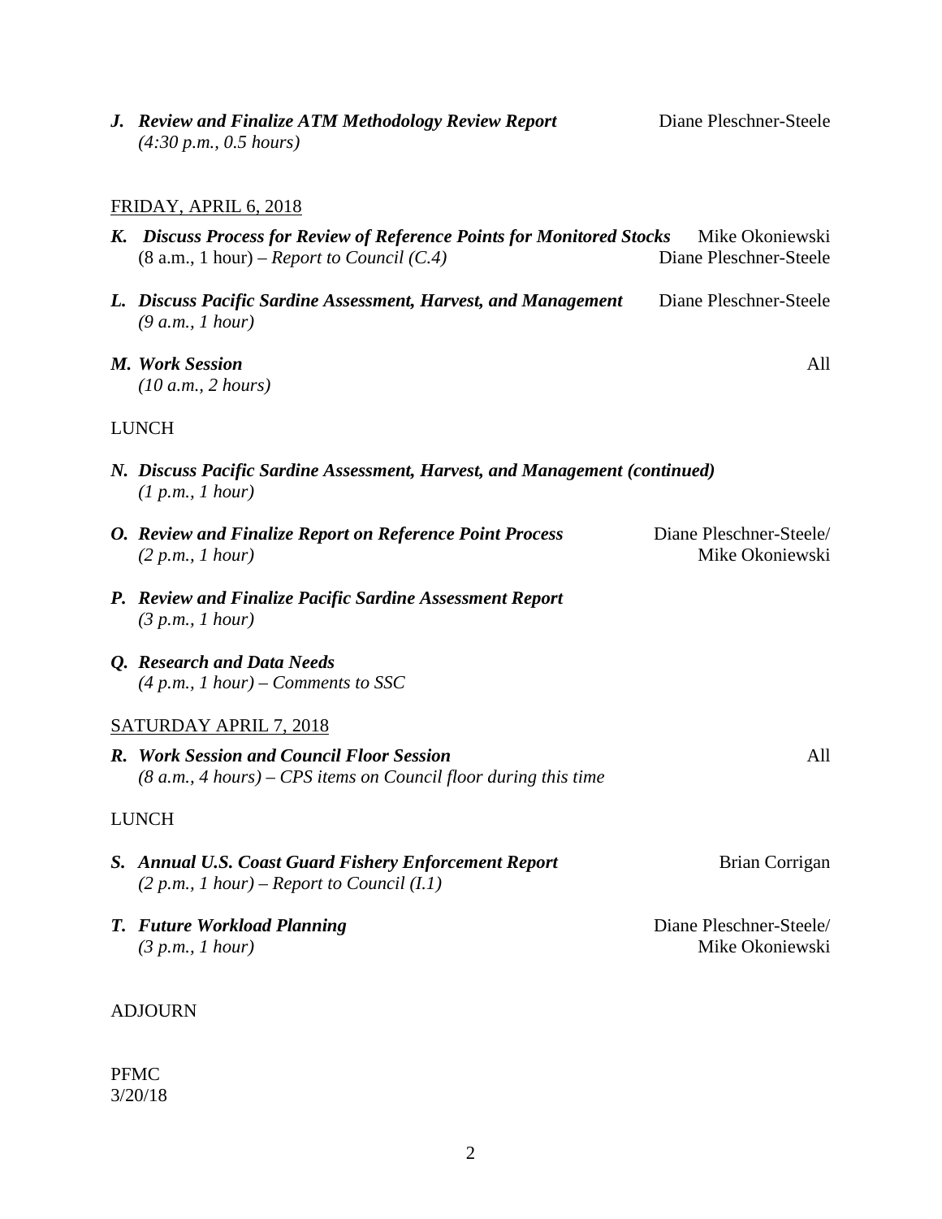***J. Review and Finalize ATM Methodology Review Report*** Diane Pleschner-Steele
*(4:30 p.m., 0.5 hours)*

FRIDAY, APRIL 6, 2018

***K. Discuss Process for Review of Reference Points for Monitored Stocks*** Mike Okoniewski, Diane Pleschner-Steele
(8 a.m., 1 hour) – *Report to Council (C.4)*

***L. Discuss Pacific Sardine Assessment, Harvest, and Management*** Diane Pleschner-Steele
*(9 a.m., 1 hour)*

***M. Work Session*** All
*(10 a.m., 2 hours)*

LUNCH

***N. Discuss Pacific Sardine Assessment, Harvest, and Management (continued)***
*(1 p.m., 1 hour)*

***O. Review and Finalize Report on Reference Point Process*** Diane Pleschner-Steele/ Mike Okoniewski
*(2 p.m., 1 hour)*

***P. Review and Finalize Pacific Sardine Assessment Report***
*(3 p.m., 1 hour)*

***Q. Research and Data Needs***
*(4 p.m., 1 hour) – Comments to SSC*

SATURDAY APRIL 7, 2018

***R. Work Session and Council Floor Session*** All
*(8 a.m., 4 hours) – CPS items on Council floor during this time*

LUNCH

***S. Annual U.S. Coast Guard Fishery Enforcement Report*** Brian Corrigan
*(2 p.m., 1 hour) – Report to Council (I.1)*

***T. Future Workload Planning*** Diane Pleschner-Steele/ Mike Okoniewski
*(3 p.m., 1 hour)*

ADJOURN

PFMC
3/20/18